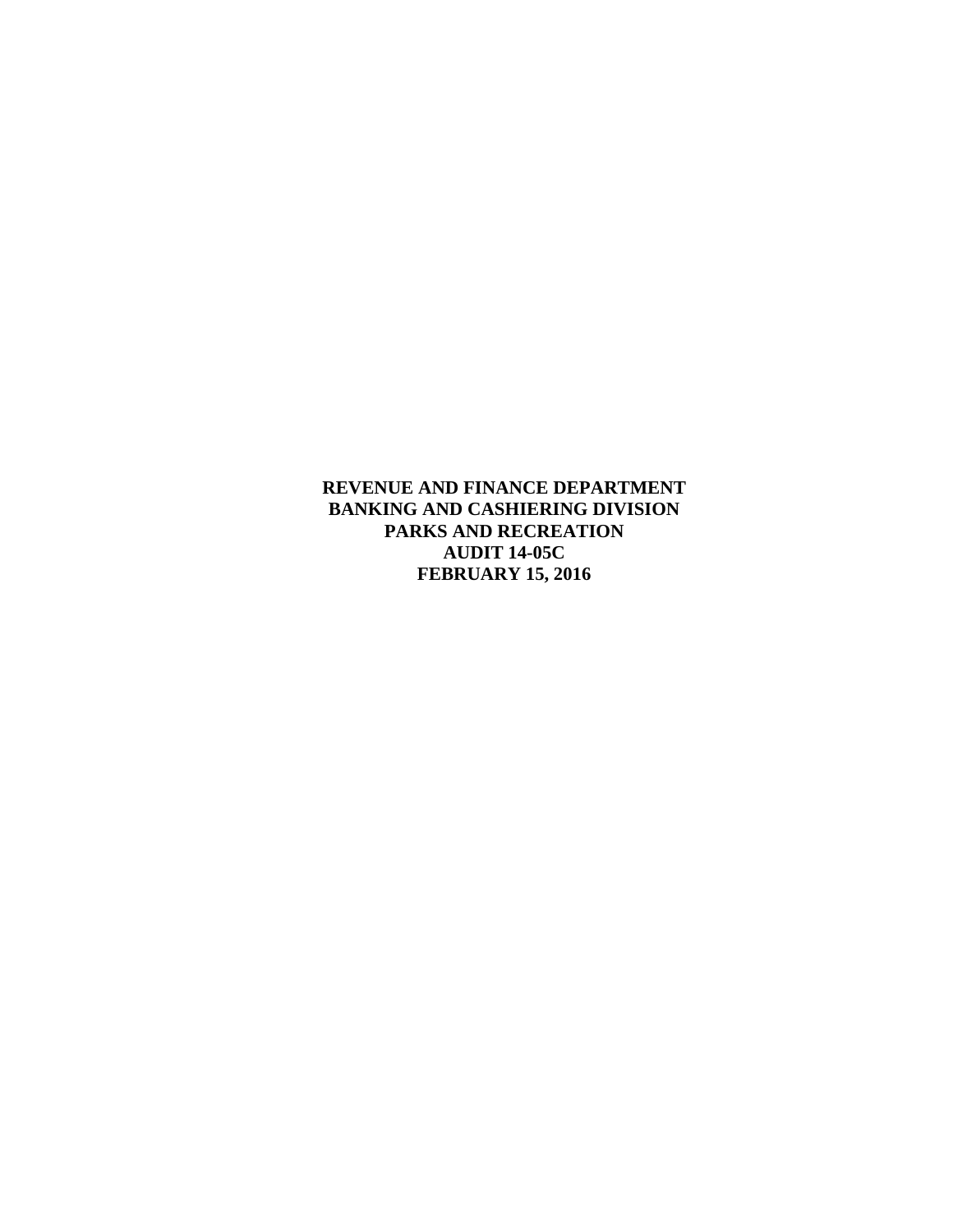**REVENUE AND FINANCE DEPARTMENT**
**BANKING AND CASHIERING DIVISION**
**PARKS AND RECREATION**
**AUDIT 14-05C**
**FEBRUARY 15, 2016**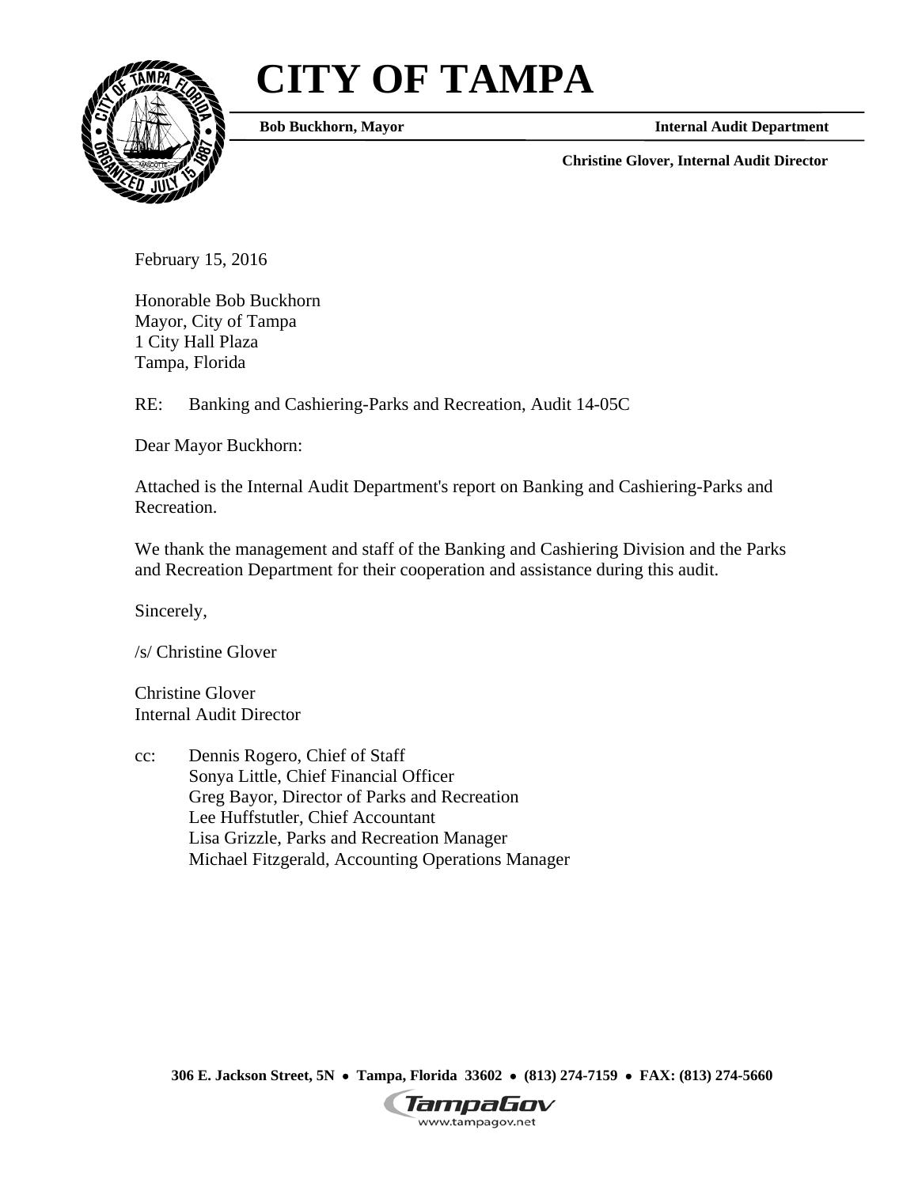# CITY OF TAMPA

**Bob Buckhorn, Mayor** **Internal Audit Department**

**Christine Glover, Internal Audit Director**

February 15, 2016

Honorable Bob Buckhorn
Mayor, City of Tampa
1 City Hall Plaza
Tampa, Florida

RE: Banking and Cashiering-Parks and Recreation, Audit 14-05C

Dear Mayor Buckhorn:

Attached is the Internal Audit Department's report on Banking and Cashiering-Parks and Recreation.

We thank the management and staff of the Banking and Cashiering Division and the Parks and Recreation Department for their cooperation and assistance during this audit.

Sincerely,

/s/ Christine Glover

Christine Glover
Internal Audit Director

cc: Dennis Rogero, Chief of Staff
Sonya Little, Chief Financial Officer
Greg Bayor, Director of Parks and Recreation
Lee Huffstutler, Chief Accountant
Lisa Grizzle, Parks and Recreation Manager
Michael Fitzgerald, Accounting Operations Manager

**306 E. Jackson Street, 5N • Tampa, Florida 33602 • (813) 274-7159 • FAX: (813) 274-5660**

TampaGov
www.tampagov.net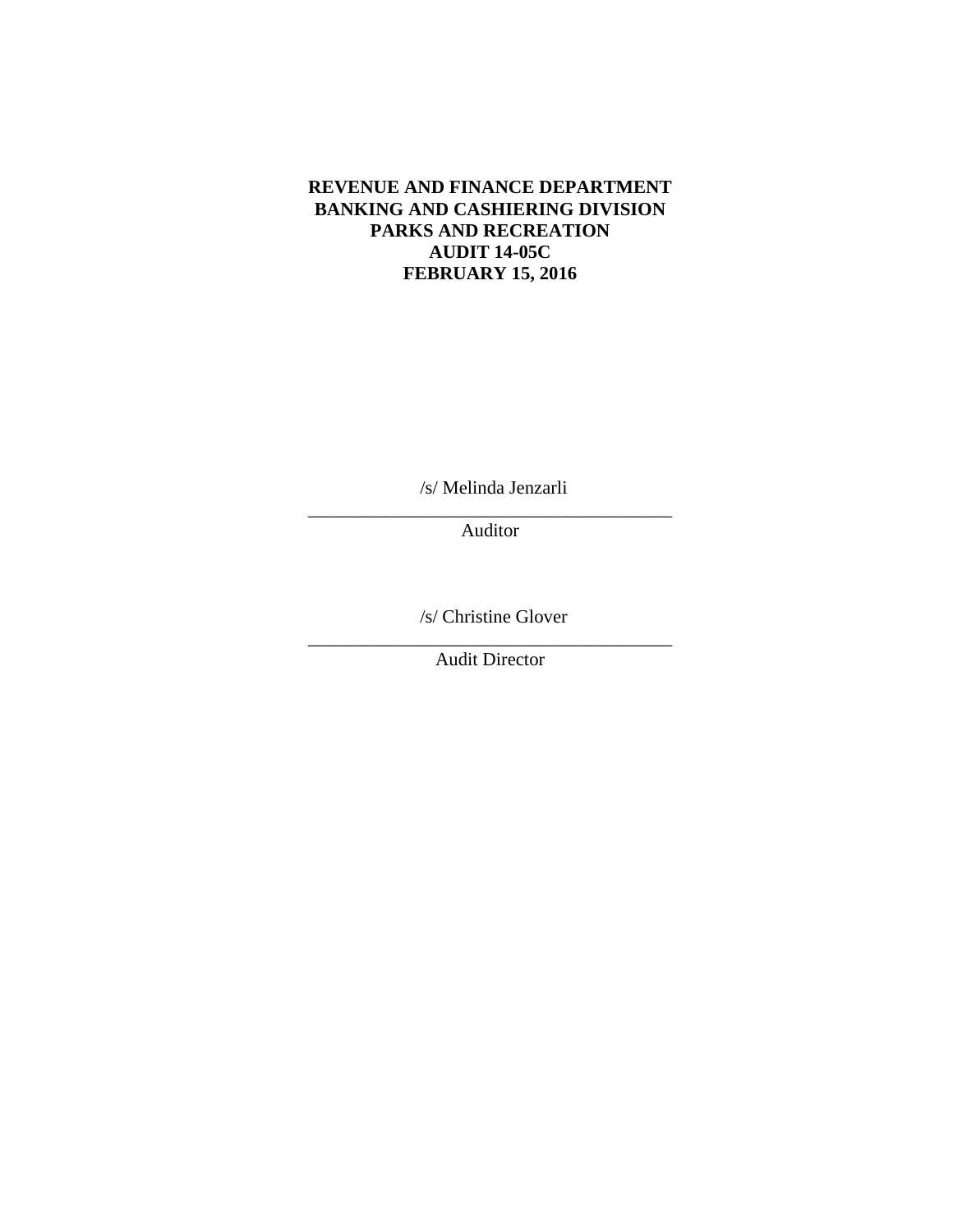**REVENUE AND FINANCE DEPARTMENT**
**BANKING AND CASHIERING DIVISION**
**PARKS AND RECREATION**
**AUDIT 14-05C**
**FEBRUARY 15, 2016**

/s/ Melinda Jenzarli

_______________________________________

Auditor

/s/ Christine Glover

_______________________________________

Audit Director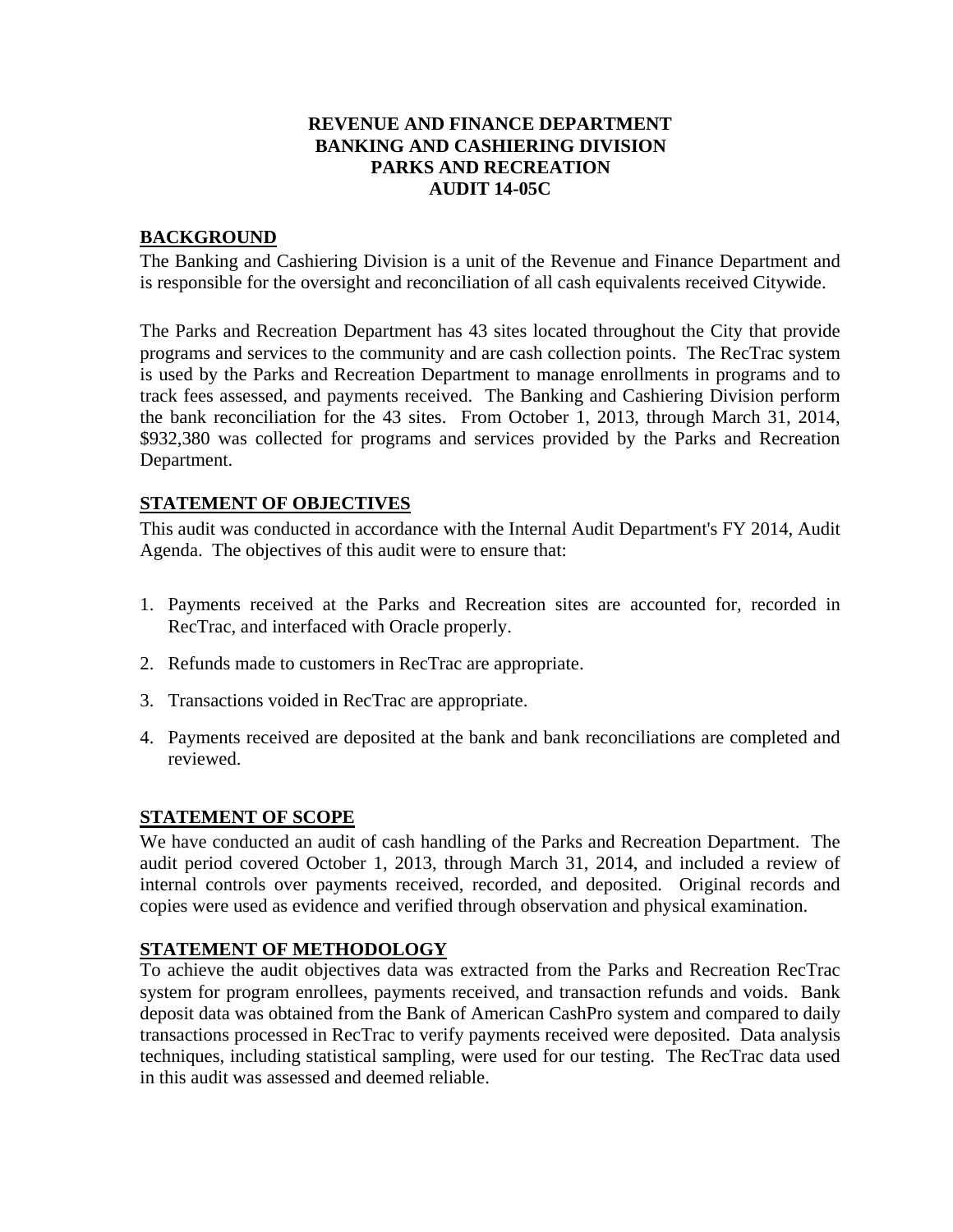# REVENUE AND FINANCE DEPARTMENT
# BANKING AND CASHIERING DIVISION
# PARKS AND RECREATION
# AUDIT 14-05C

## BACKGROUND

The Banking and Cashiering Division is a unit of the Revenue and Finance Department and is responsible for the oversight and reconciliation of all cash equivalents received Citywide.

The Parks and Recreation Department has 43 sites located throughout the City that provide programs and services to the community and are cash collection points. The RecTrac system is used by the Parks and Recreation Department to manage enrollments in programs and to track fees assessed, and payments received. The Banking and Cashiering Division perform the bank reconciliation for the 43 sites. From October 1, 2013, through March 31, 2014, $932,380 was collected for programs and services provided by the Parks and Recreation Department.

## STATEMENT OF OBJECTIVES

This audit was conducted in accordance with the Internal Audit Department's FY 2014, Audit Agenda. The objectives of this audit were to ensure that:

1. Payments received at the Parks and Recreation sites are accounted for, recorded in RecTrac, and interfaced with Oracle properly.
2. Refunds made to customers in RecTrac are appropriate.
3. Transactions voided in RecTrac are appropriate.
4. Payments received are deposited at the bank and bank reconciliations are completed and reviewed.

## STATEMENT OF SCOPE

We have conducted an audit of cash handling of the Parks and Recreation Department. The audit period covered October 1, 2013, through March 31, 2014, and included a review of internal controls over payments received, recorded, and deposited. Original records and copies were used as evidence and verified through observation and physical examination.

## STATEMENT OF METHODOLOGY

To achieve the audit objectives data was extracted from the Parks and Recreation RecTrac system for program enrollees, payments received, and transaction refunds and voids. Bank deposit data was obtained from the Bank of American CashPro system and compared to daily transactions processed in RecTrac to verify payments received were deposited. Data analysis techniques, including statistical sampling, were used for our testing. The RecTrac data used in this audit was assessed and deemed reliable.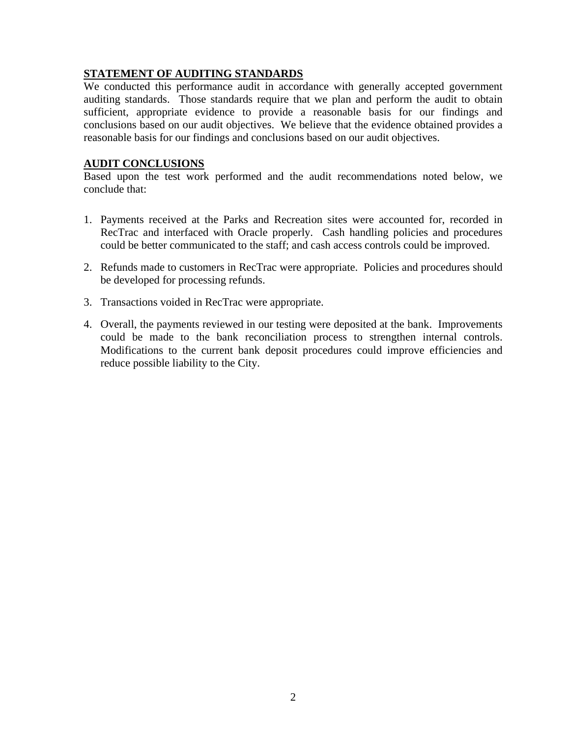## STATEMENT OF AUDITING STANDARDS

We conducted this performance audit in accordance with generally accepted government auditing standards. Those standards require that we plan and perform the audit to obtain sufficient, appropriate evidence to provide a reasonable basis for our findings and conclusions based on our audit objectives. We believe that the evidence obtained provides a reasonable basis for our findings and conclusions based on our audit objectives.

## AUDIT CONCLUSIONS

Based upon the test work performed and the audit recommendations noted below, we conclude that:

1. Payments received at the Parks and Recreation sites were accounted for, recorded in RecTrac and interfaced with Oracle properly. Cash handling policies and procedures could be better communicated to the staff; and cash access controls could be improved.

2. Refunds made to customers in RecTrac were appropriate. Policies and procedures should be developed for processing refunds.

3. Transactions voided in RecTrac were appropriate.

4. Overall, the payments reviewed in our testing were deposited at the bank. Improvements could be made to the bank reconciliation process to strengthen internal controls. Modifications to the current bank deposit procedures could improve efficiencies and reduce possible liability to the City.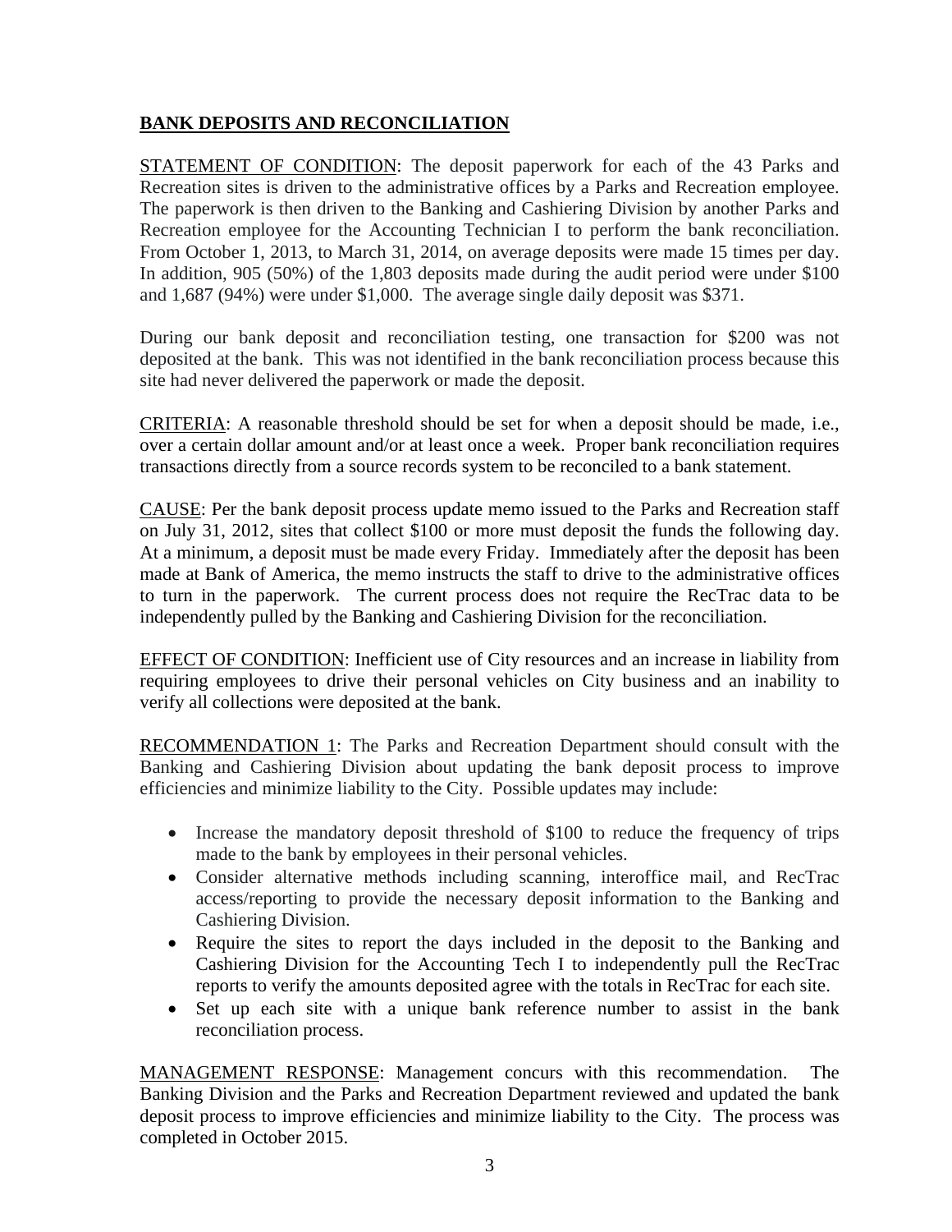## BANK DEPOSITS AND RECONCILIATION

STATEMENT OF CONDITION: The deposit paperwork for each of the 43 Parks and Recreation sites is driven to the administrative offices by a Parks and Recreation employee. The paperwork is then driven to the Banking and Cashiering Division by another Parks and Recreation employee for the Accounting Technician I to perform the bank reconciliation. From October 1, 2013, to March 31, 2014, on average deposits were made 15 times per day. In addition, 905 (50%) of the 1,803 deposits made during the audit period were under $100 and 1,687 (94%) were under $1,000. The average single daily deposit was $371.

During our bank deposit and reconciliation testing, one transaction for $200 was not deposited at the bank. This was not identified in the bank reconciliation process because this site had never delivered the paperwork or made the deposit.

CRITERIA: A reasonable threshold should be set for when a deposit should be made, i.e., over a certain dollar amount and/or at least once a week. Proper bank reconciliation requires transactions directly from a source records system to be reconciled to a bank statement.

CAUSE: Per the bank deposit process update memo issued to the Parks and Recreation staff on July 31, 2012, sites that collect $100 or more must deposit the funds the following day. At a minimum, a deposit must be made every Friday. Immediately after the deposit has been made at Bank of America, the memo instructs the staff to drive to the administrative offices to turn in the paperwork. The current process does not require the RecTrac data to be independently pulled by the Banking and Cashiering Division for the reconciliation.

EFFECT OF CONDITION: Inefficient use of City resources and an increase in liability from requiring employees to drive their personal vehicles on City business and an inability to verify all collections were deposited at the bank.

RECOMMENDATION 1: The Parks and Recreation Department should consult with the Banking and Cashiering Division about updating the bank deposit process to improve efficiencies and minimize liability to the City. Possible updates may include:

- Increase the mandatory deposit threshold of $100 to reduce the frequency of trips made to the bank by employees in their personal vehicles.
- Consider alternative methods including scanning, interoffice mail, and RecTrac access/reporting to provide the necessary deposit information to the Banking and Cashiering Division.
- Require the sites to report the days included in the deposit to the Banking and Cashiering Division for the Accounting Tech I to independently pull the RecTrac reports to verify the amounts deposited agree with the totals in RecTrac for each site.
- Set up each site with a unique bank reference number to assist in the bank reconciliation process.

MANAGEMENT RESPONSE: Management concurs with this recommendation. The Banking Division and the Parks and Recreation Department reviewed and updated the bank deposit process to improve efficiencies and minimize liability to the City. The process was completed in October 2015.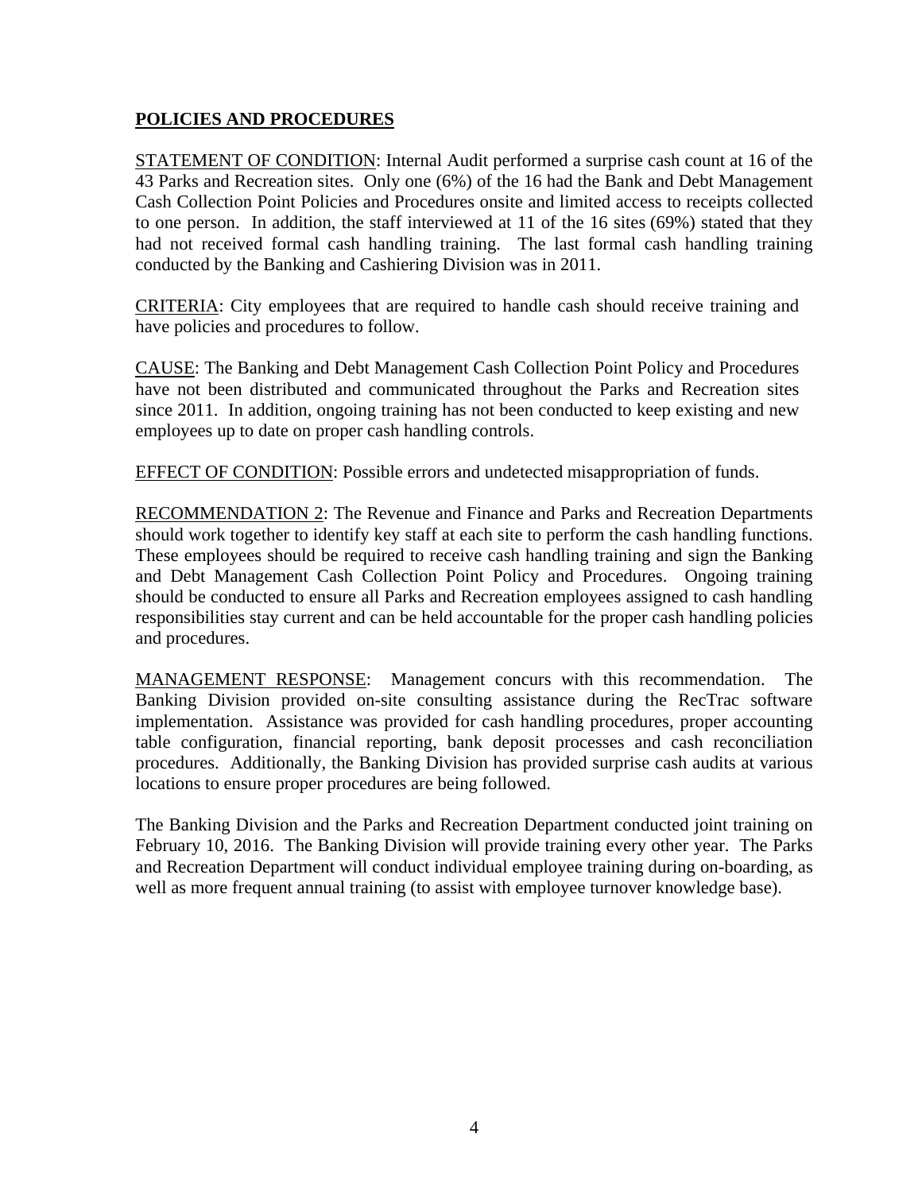## POLICIES AND PROCEDURES

STATEMENT OF CONDITION: Internal Audit performed a surprise cash count at 16 of the 43 Parks and Recreation sites. Only one (6%) of the 16 had the Bank and Debt Management Cash Collection Point Policies and Procedures onsite and limited access to receipts collected to one person. In addition, the staff interviewed at 11 of the 16 sites (69%) stated that they had not received formal cash handling training. The last formal cash handling training conducted by the Banking and Cashiering Division was in 2011.

CRITERIA: City employees that are required to handle cash should receive training and have policies and procedures to follow.

CAUSE: The Banking and Debt Management Cash Collection Point Policy and Procedures have not been distributed and communicated throughout the Parks and Recreation sites since 2011. In addition, ongoing training has not been conducted to keep existing and new employees up to date on proper cash handling controls.

EFFECT OF CONDITION: Possible errors and undetected misappropriation of funds.

RECOMMENDATION 2: The Revenue and Finance and Parks and Recreation Departments should work together to identify key staff at each site to perform the cash handling functions. These employees should be required to receive cash handling training and sign the Banking and Debt Management Cash Collection Point Policy and Procedures. Ongoing training should be conducted to ensure all Parks and Recreation employees assigned to cash handling responsibilities stay current and can be held accountable for the proper cash handling policies and procedures.

MANAGEMENT RESPONSE: Management concurs with this recommendation. The Banking Division provided on-site consulting assistance during the RecTrac software implementation. Assistance was provided for cash handling procedures, proper accounting table configuration, financial reporting, bank deposit processes and cash reconciliation procedures. Additionally, the Banking Division has provided surprise cash audits at various locations to ensure proper procedures are being followed.

The Banking Division and the Parks and Recreation Department conducted joint training on February 10, 2016. The Banking Division will provide training every other year. The Parks and Recreation Department will conduct individual employee training during on-boarding, as well as more frequent annual training (to assist with employee turnover knowledge base).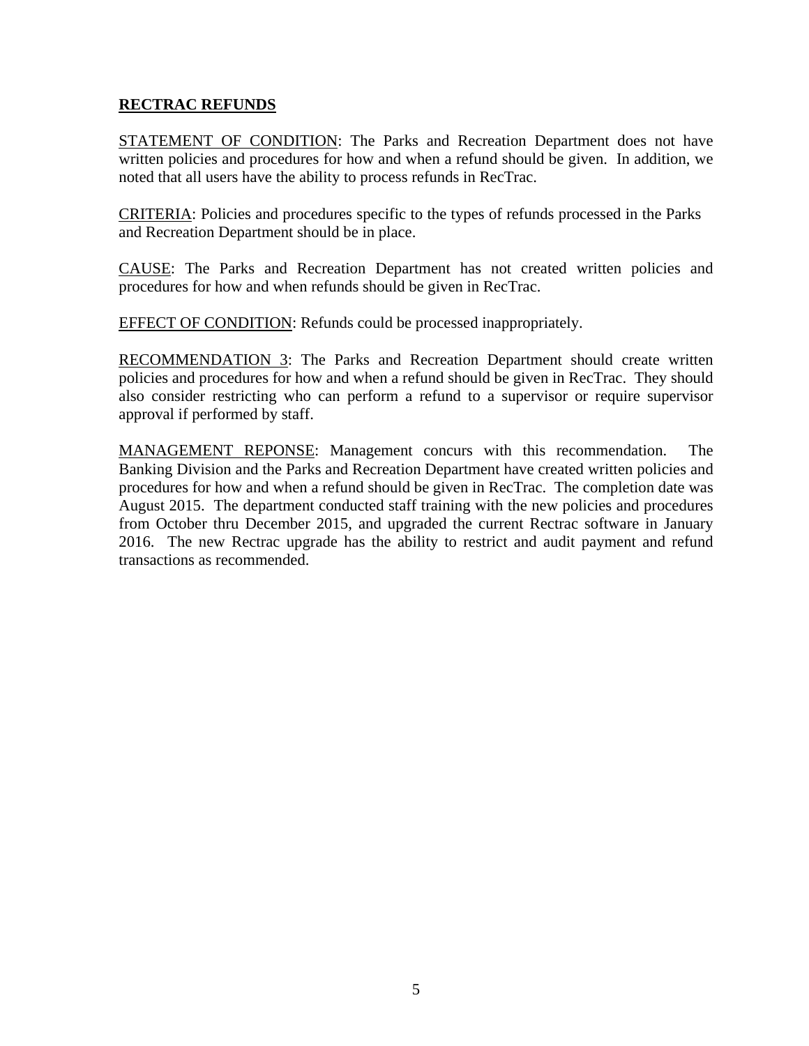**<u>RECTRAC REFUNDS</u>**

<u>STATEMENT OF CONDITION</u>: The Parks and Recreation Department does not have written policies and procedures for how and when a refund should be given. In addition, we noted that all users have the ability to process refunds in RecTrac.

<u>CRITERIA</u>: Policies and procedures specific to the types of refunds processed in the Parks and Recreation Department should be in place.

<u>CAUSE</u>: The Parks and Recreation Department has not created written policies and procedures for how and when refunds should be given in RecTrac.

<u>EFFECT OF CONDITION</u>: Refunds could be processed inappropriately.

<u>RECOMMENDATION 3</u>: The Parks and Recreation Department should create written policies and procedures for how and when a refund should be given in RecTrac. They should also consider restricting who can perform a refund to a supervisor or require supervisor approval if performed by staff.

<u>MANAGEMENT REPONSE</u>: Management concurs with this recommendation. The Banking Division and the Parks and Recreation Department have created written policies and procedures for how and when a refund should be given in RecTrac. The completion date was August 2015. The department conducted staff training with the new policies and procedures from October thru December 2015, and upgraded the current Rectrac software in January 2016. The new Rectrac upgrade has the ability to restrict and audit payment and refund transactions as recommended.